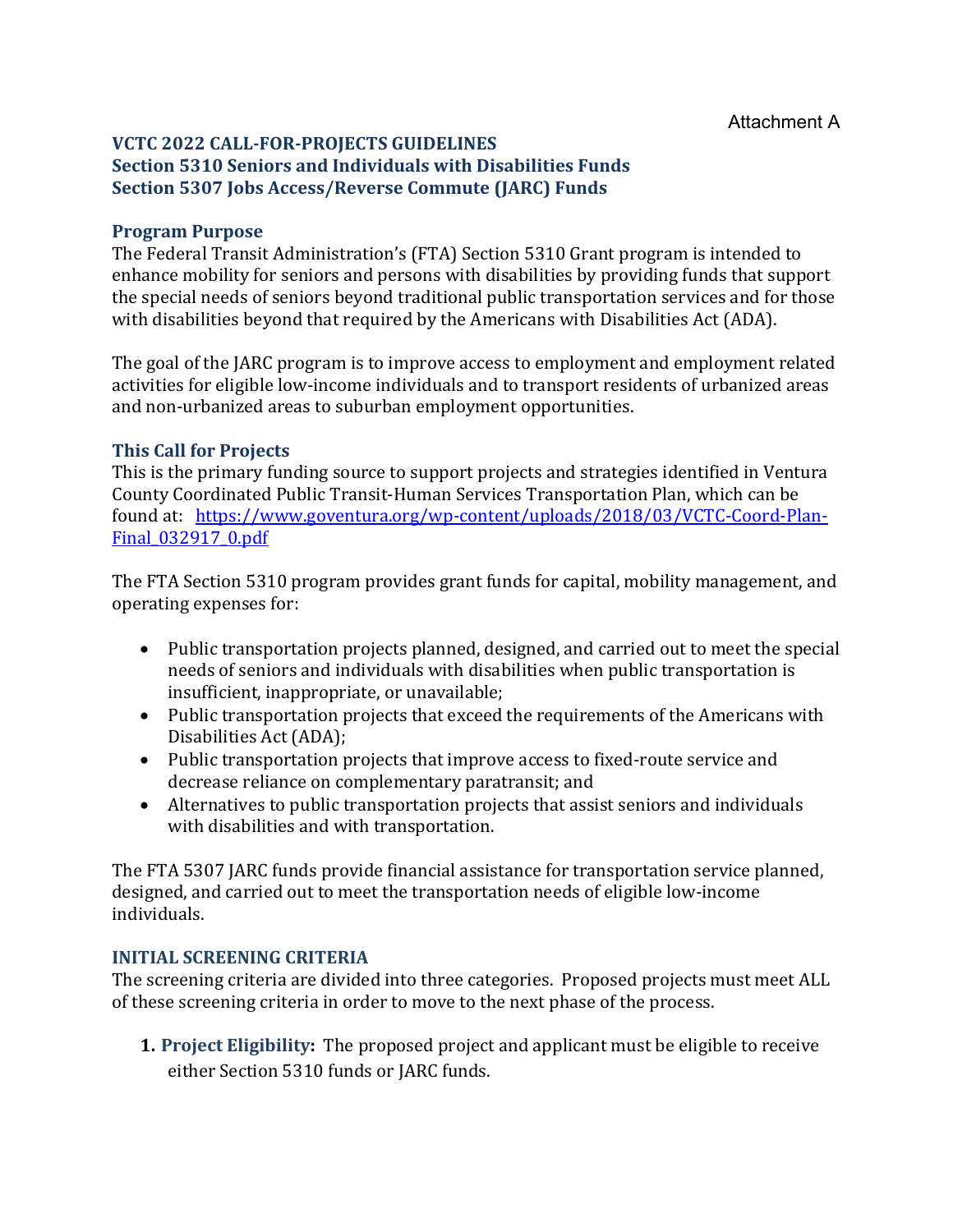Attachment A

# VCTC 2022 CALL-FOR-PROJECTS GUIDELINES
# Section 5310 Seniors and Individuals with Disabilities Funds
# Section 5307 Jobs Access/Reverse Commute (JARC) Funds

## Program Purpose

The Federal Transit Administration's (FTA) Section 5310 Grant program is intended to enhance mobility for seniors and persons with disabilities by providing funds that support the special needs of seniors beyond traditional public transportation services and for those with disabilities beyond that required by the Americans with Disabilities Act (ADA).

The goal of the JARC program is to improve access to employment and employment related activities for eligible low-income individuals and to transport residents of urbanized areas and non-urbanized areas to suburban employment opportunities.

## This Call for Projects

This is the primary funding source to support projects and strategies identified in Ventura County Coordinated Public Transit-Human Services Transportation Plan, which can be found at: [https://www.goventura.org/wp-content/uploads/2018/03/VCTC-Coord-Plan-Final_032917_0.pdf](https://www.goventura.org/wp-content/uploads/2018/03/VCTC-Coord-Plan-Final_032917_0.pdf)

The FTA Section 5310 program provides grant funds for capital, mobility management, and operating expenses for:

- Public transportation projects planned, designed, and carried out to meet the special needs of seniors and individuals with disabilities when public transportation is insufficient, inappropriate, or unavailable;
- Public transportation projects that exceed the requirements of the Americans with Disabilities Act (ADA);
- Public transportation projects that improve access to fixed-route service and decrease reliance on complementary paratransit; and
- Alternatives to public transportation projects that assist seniors and individuals with disabilities and with transportation.

The FTA 5307 JARC funds provide financial assistance for transportation service planned, designed, and carried out to meet the transportation needs of eligible low-income individuals.

## INITIAL SCREENING CRITERIA

The screening criteria are divided into three categories. Proposed projects must meet ALL of these screening criteria in order to move to the next phase of the process.

1. **Project Eligibility:** The proposed project and applicant must be eligible to receive either Section 5310 funds or JARC funds.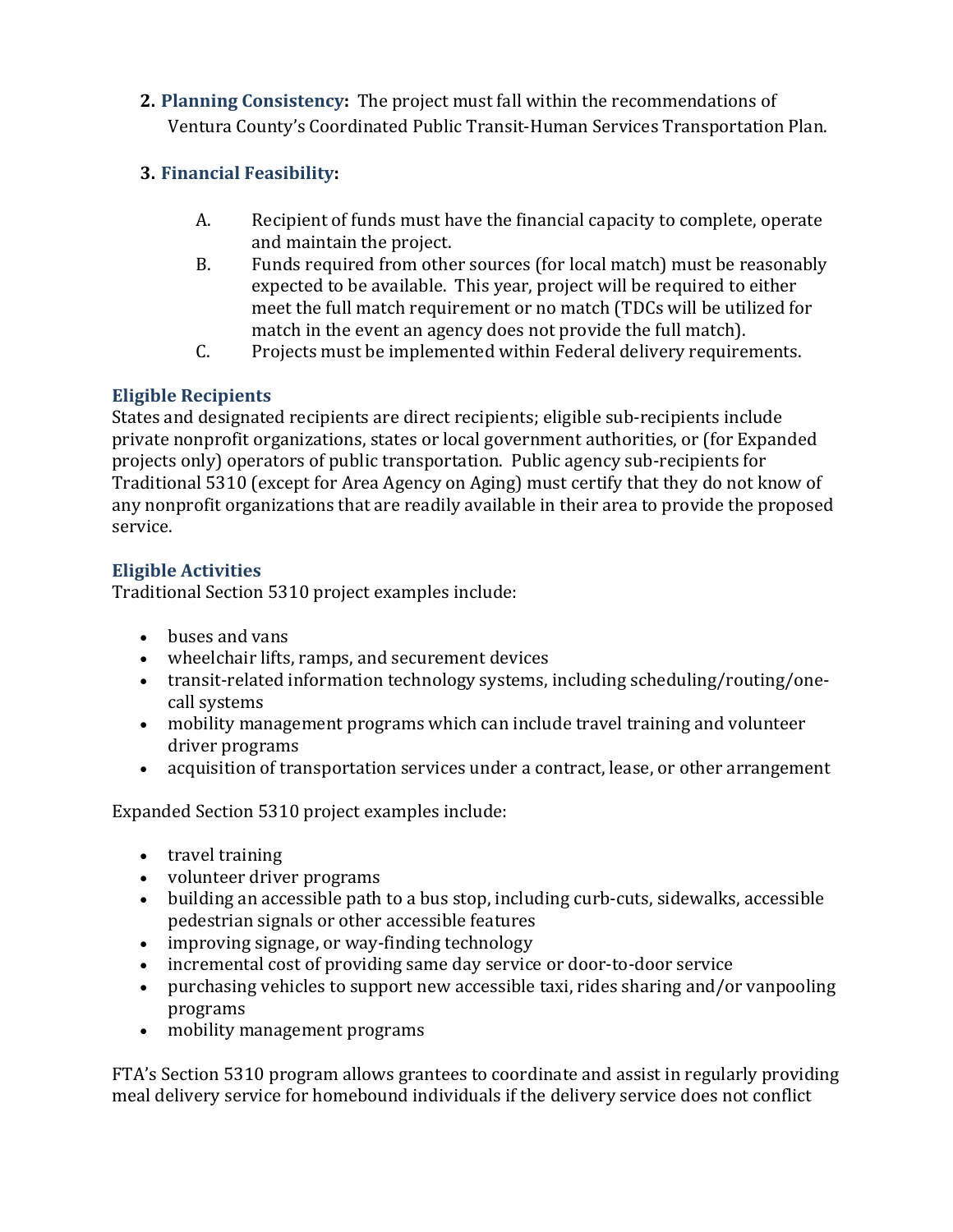2. **Planning Consistency:** The project must fall within the recommendations of Ventura County's Coordinated Public Transit-Human Services Transportation Plan.

3. **Financial Feasibility:**

   A. Recipient of funds must have the financial capacity to complete, operate and maintain the project.

   B. Funds required from other sources (for local match) must be reasonably expected to be available. This year, project will be required to either meet the full match requirement or no match (TDCs will be utilized for match in the event an agency does not provide the full match).

   C. Projects must be implemented within Federal delivery requirements.

### Eligible Recipients

States and designated recipients are direct recipients; eligible sub-recipients include private nonprofit organizations, states or local government authorities, or (for Expanded projects only) operators of public transportation. Public agency sub-recipients for Traditional 5310 (except for Area Agency on Aging) must certify that they do not know of any nonprofit organizations that are readily available in their area to provide the proposed service.

### Eligible Activities

Traditional Section 5310 project examples include:

- buses and vans
- wheelchair lifts, ramps, and securement devices
- transit-related information technology systems, including scheduling/routing/one-call systems
- mobility management programs which can include travel training and volunteer driver programs
- acquisition of transportation services under a contract, lease, or other arrangement

Expanded Section 5310 project examples include:

- travel training
- volunteer driver programs
- building an accessible path to a bus stop, including curb-cuts, sidewalks, accessible pedestrian signals or other accessible features
- improving signage, or way-finding technology
- incremental cost of providing same day service or door-to-door service
- purchasing vehicles to support new accessible taxi, rides sharing and/or vanpooling programs
- mobility management programs

FTA's Section 5310 program allows grantees to coordinate and assist in regularly providing meal delivery service for homebound individuals if the delivery service does not conflict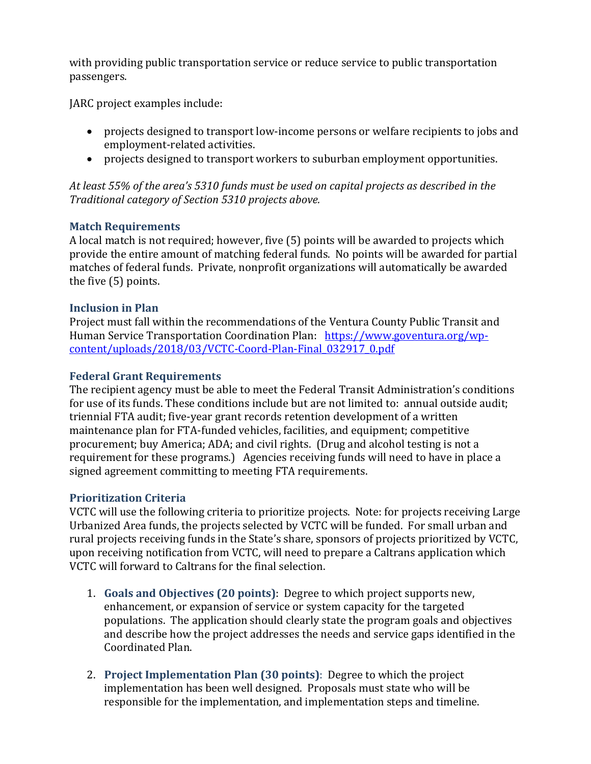with providing public transportation service or reduce service to public transportation passengers.

JARC project examples include:

- projects designed to transport low-income persons or welfare recipients to jobs and employment-related activities.
- projects designed to transport workers to suburban employment opportunities.

*At least 55% of the area's 5310 funds must be used on capital projects as described in the Traditional category of Section 5310 projects above.*

### Match Requirements

A local match is not required; however, five (5) points will be awarded to projects which provide the entire amount of matching federal funds. No points will be awarded for partial matches of federal funds. Private, nonprofit organizations will automatically be awarded the five (5) points.

### Inclusion in Plan

Project must fall within the recommendations of the Ventura County Public Transit and Human Service Transportation Coordination Plan: [https://www.goventura.org/wp-content/uploads/2018/03/VCTC-Coord-Plan-Final_032917_0.pdf](https://www.goventura.org/wp-content/uploads/2018/03/VCTC-Coord-Plan-Final_032917_0.pdf)

### Federal Grant Requirements

The recipient agency must be able to meet the Federal Transit Administration's conditions for use of its funds. These conditions include but are not limited to: annual outside audit; triennial FTA audit; five-year grant records retention development of a written maintenance plan for FTA-funded vehicles, facilities, and equipment; competitive procurement; buy America; ADA; and civil rights. (Drug and alcohol testing is not a requirement for these programs.) Agencies receiving funds will need to have in place a signed agreement committing to meeting FTA requirements.

### Prioritization Criteria

VCTC will use the following criteria to prioritize projects. Note: for projects receiving Large Urbanized Area funds, the projects selected by VCTC will be funded. For small urban and rural projects receiving funds in the State's share, sponsors of projects prioritized by VCTC, upon receiving notification from VCTC, will need to prepare a Caltrans application which VCTC will forward to Caltrans for the final selection.

1. **Goals and Objectives (20 points)**: Degree to which project supports new, enhancement, or expansion of service or system capacity for the targeted populations. The application should clearly state the program goals and objectives and describe how the project addresses the needs and service gaps identified in the Coordinated Plan.

2. **Project Implementation Plan (30 points)**: Degree to which the project implementation has been well designed. Proposals must state who will be responsible for the implementation, and implementation steps and timeline.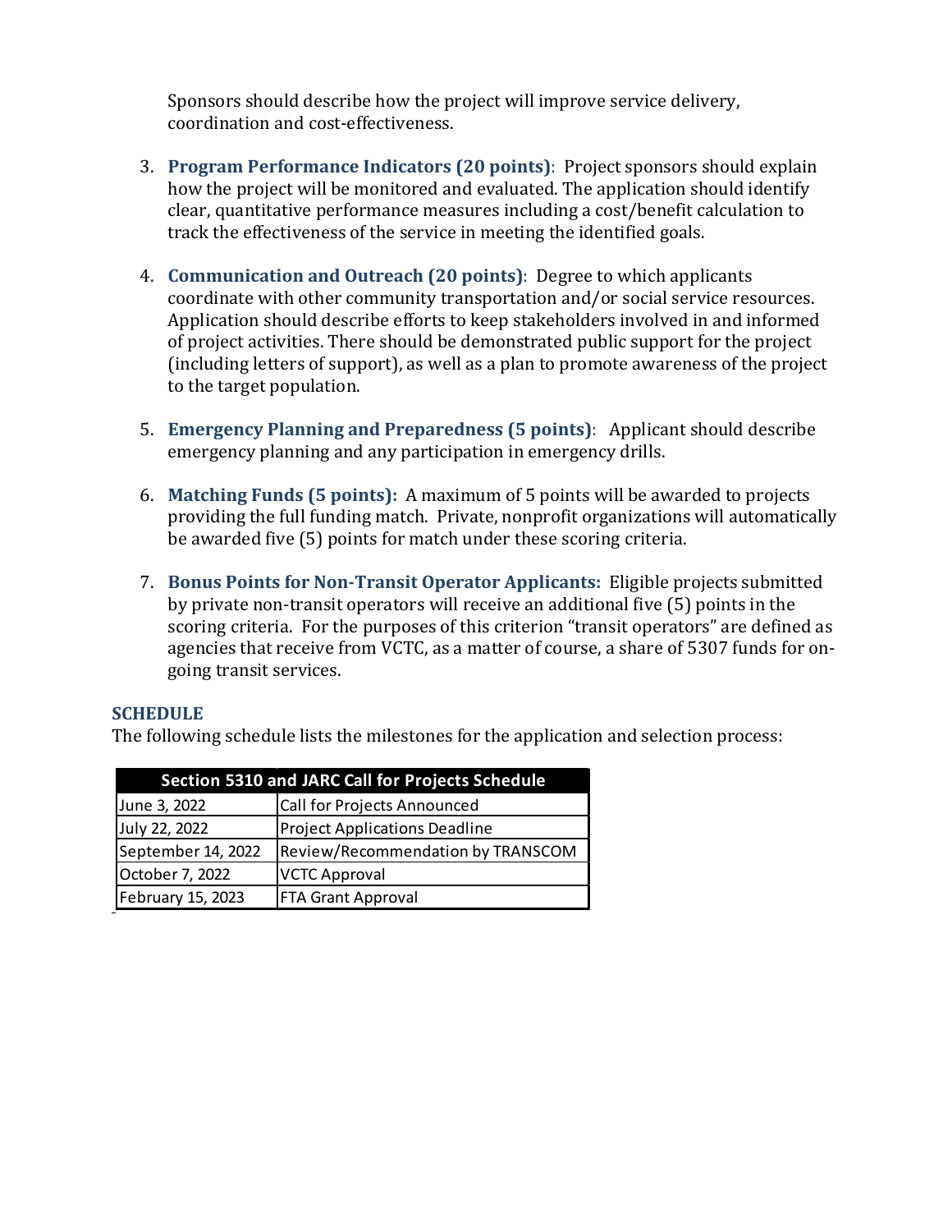Sponsors should describe how the project will improve service delivery, coordination and cost-effectiveness.

3. **Program Performance Indicators (20 points)**: Project sponsors should explain how the project will be monitored and evaluated. The application should identify clear, quantitative performance measures including a cost/benefit calculation to track the effectiveness of the service in meeting the identified goals.

4. **Communication and Outreach (20 points)**: Degree to which applicants coordinate with other community transportation and/or social service resources. Application should describe efforts to keep stakeholders involved in and informed of project activities. There should be demonstrated public support for the project (including letters of support), as well as a plan to promote awareness of the project to the target population.

5. **Emergency Planning and Preparedness (5 points)**: Applicant should describe emergency planning and any participation in emergency drills.

6. **Matching Funds (5 points):** A maximum of 5 points will be awarded to projects providing the full funding match. Private, nonprofit organizations will automatically be awarded five (5) points for match under these scoring criteria.

7. **Bonus Points for Non-Transit Operator Applicants:** Eligible projects submitted by private non-transit operators will receive an additional five (5) points in the scoring criteria. For the purposes of this criterion "transit operators" are defined as agencies that receive from VCTC, as a matter of course, a share of 5307 funds for on-going transit services.

## SCHEDULE

The following schedule lists the milestones for the application and selection process:

| Section 5310 and JARC Call for Projects Schedule | |
|---|---|
| June 3, 2022 | Call for Projects Announced |
| July 22, 2022 | Project Applications Deadline |
| September 14, 2022 | Review/Recommendation by TRANSCOM |
| October 7, 2022 | VCTC Approval |
| February 15, 2023 | FTA Grant Approval |